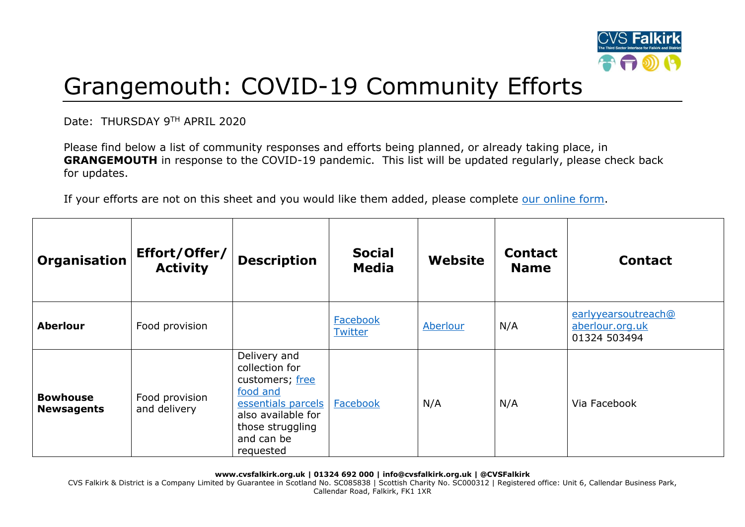# Grangemouth: COVID-19 Community Efforts

Date: THURSDAY 9TH APRIL 2020

Please find below a list of community responses and efforts being planned, or already taking place, in **GRANGEMOUTH** in response to the COVID-19 pandemic. This list will be updated regularly, please check back for updates.

If your efforts are not on this sheet and you would like them added, please complete our online form.

| Organisation | Effort/Offer/Activity | Description | Social Media | Website | Contact Name | Contact |
|---|---|---|---|---|---|---|
| **Aberlour** | Food provision | | Facebook Twitter | Aberlour | N/A | earlyyearsoutreach@aberlour.org.uk 01324 503494 |
| **Bowhouse Newsagents** | Food provision and delivery | Delivery and collection for customers; free food and essentials parcels also available for those struggling and can be requested | Facebook | N/A | N/A | Via Facebook |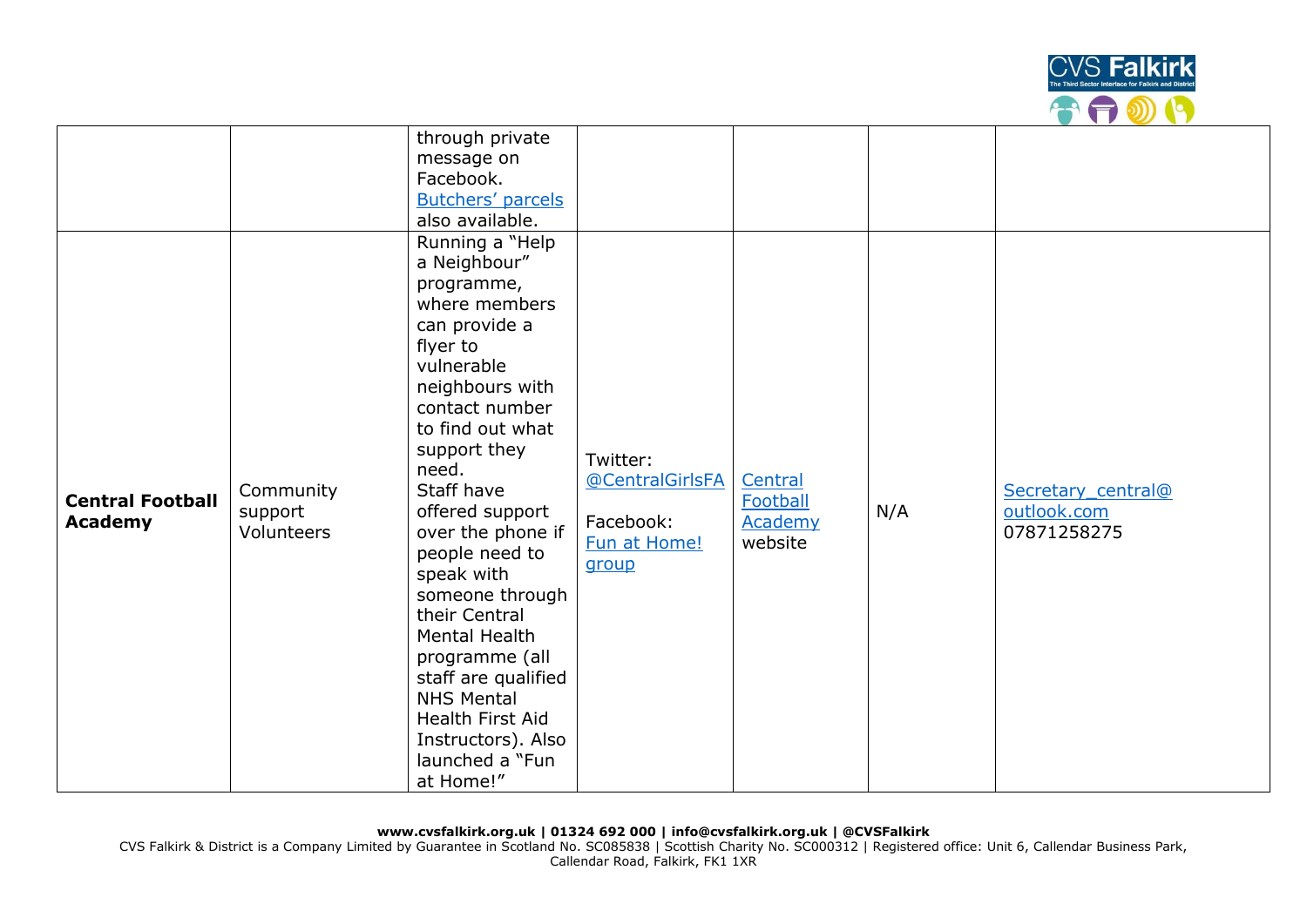| | | | | | | |
|---|---|---|---|---|---|---|
| | | through private message on Facebook. Butchers' parcels also available. | | | | |
| **Central Football Academy** | Community support Volunteers | Running a "Help a Neighbour" programme, where members can provide a flyer to vulnerable neighbours with contact number to find out what support they need. Staff have offered support over the phone if people need to speak with someone through their Central Mental Health programme (all staff are qualified NHS Mental Health First Aid Instructors). Also launched a "Fun at Home!" | Twitter: @CentralGirlsFA<br><br>Facebook: Fun at Home! group | Central Football Academy website | N/A | Secretary_central@outlook.com 07871258275 |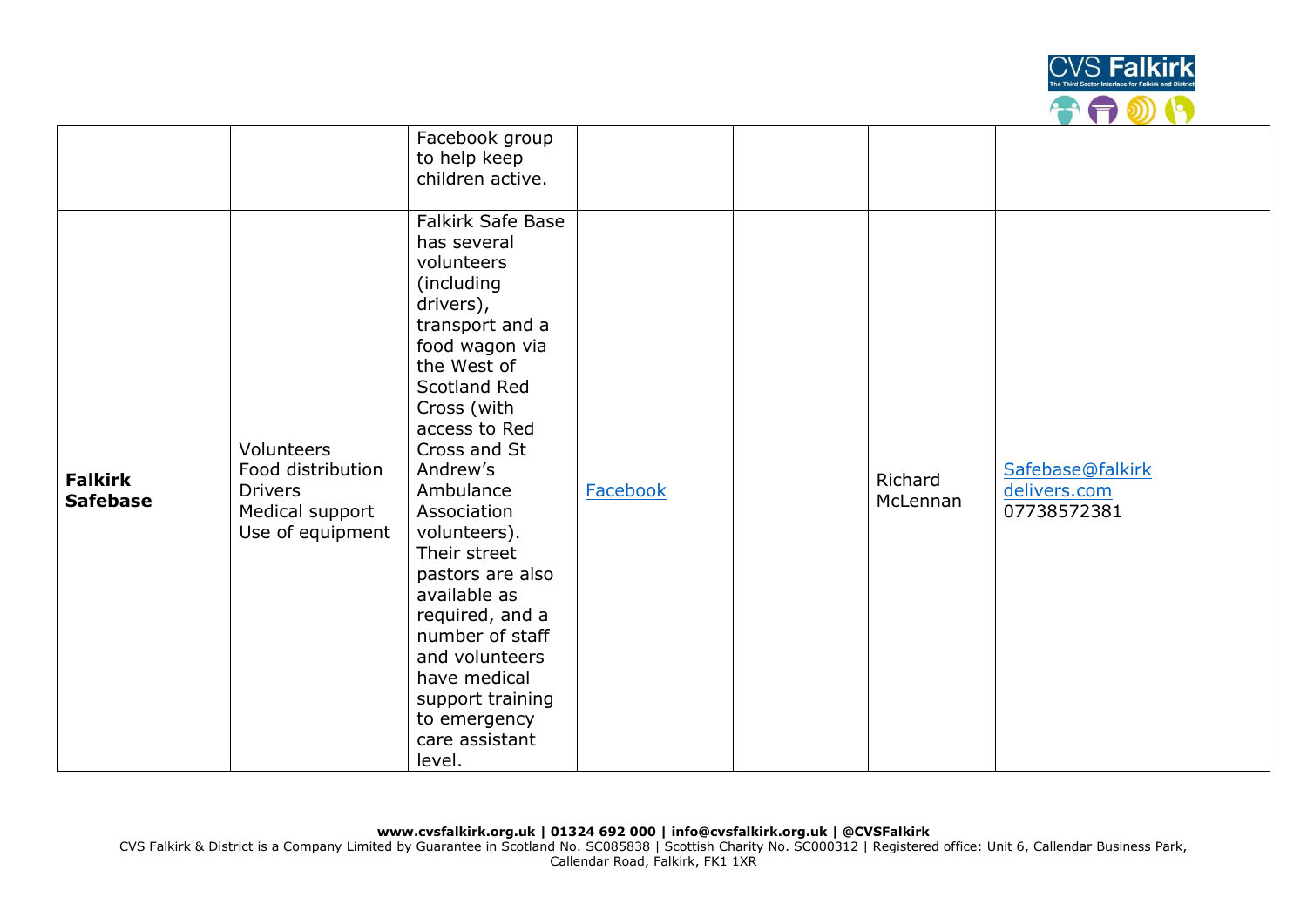| | | | | | | |
|---|---|---|---|---|---|---|
| | | Facebook group to help keep children active. | | | | |
| **Falkirk Safebase** | Volunteers<br>Food distribution<br>Drivers<br>Medical support<br>Use of equipment | Falkirk Safe Base has several volunteers (including drivers), transport and a food wagon via the West of Scotland Red Cross (with access to Red Cross and St Andrew's Ambulance Association volunteers). Their street pastors are also available as required, and a number of staff and volunteers have medical support training to emergency care assistant level. | Facebook | | Richard McLennan | Safebase@falkirkdelivers.com<br>07738572381 |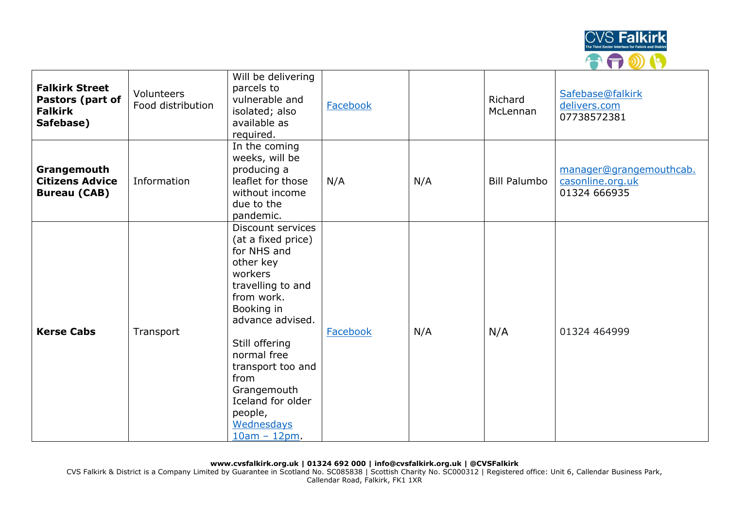| | | | | | | |
|---|---|---|---|---|---|---|
| **Falkirk Street Pastors (part of Falkirk Safebase)** | Volunteers Food distribution | Will be delivering parcels to vulnerable and isolated; also available as required. | Facebook | | Richard McLennan | Safebase@falkirkdelivers.com 07738572381 |
| **Grangemouth Citizens Advice Bureau (CAB)** | Information | In the coming weeks, will be producing a leaflet for those without income due to the pandemic. | N/A | N/A | Bill Palumbo | manager@grangemouthcab.casonline.org.uk 01324 666935 |
| **Kerse Cabs** | Transport | Discount services (at a fixed price) for NHS and other key workers travelling to and from work. Booking in advance advised.<br><br>Still offering normal free transport too and from Grangemouth Iceland for older people, Wednesdays 10am – 12pm. | Facebook | N/A | N/A | 01324 464999 |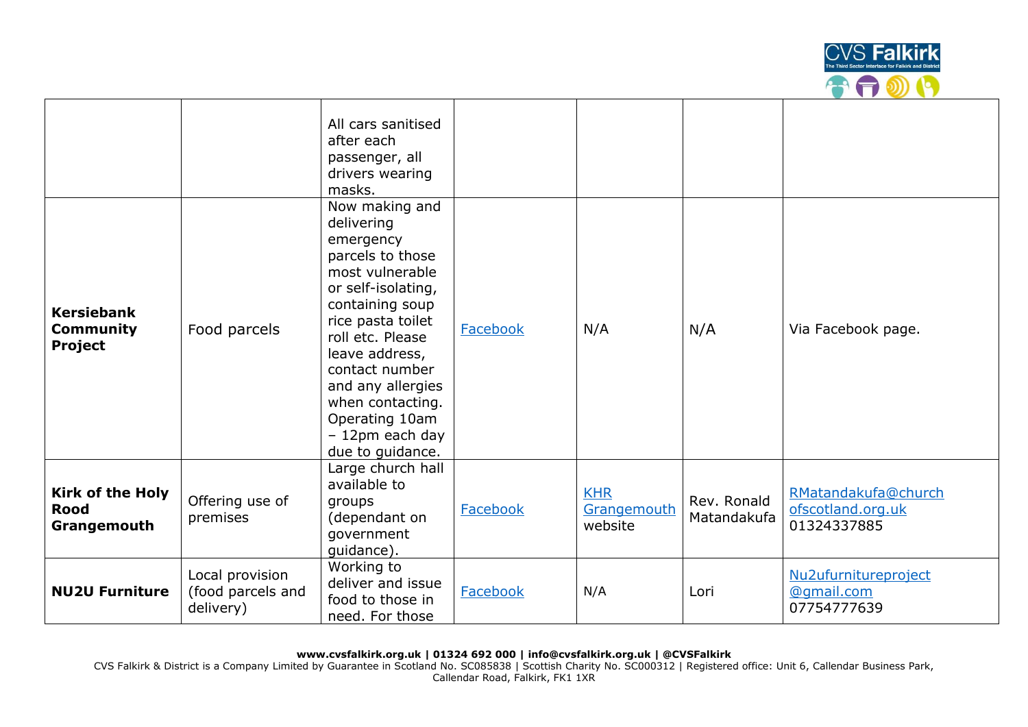| | | | | | | |
|---|---|---|---|---|---|---|
| | | All cars sanitised after each passenger, all drivers wearing masks. | | | | |
| **Kersiebank Community Project** | Food parcels | Now making and delivering emergency parcels to those most vulnerable or self-isolating, containing soup rice pasta toilet roll etc. Please leave address, contact number and any allergies when contacting. Operating 10am – 12pm each day due to guidance. | Facebook | N/A | N/A | Via Facebook page. |
| **Kirk of the Holy Rood Grangemouth** | Offering use of premises | Large church hall available to groups (dependant on government guidance). | Facebook | KHR Grangemouth website | Rev. Ronald Matandakufa | RMatandakufa@churchofscotland.org.uk 01324337885 |
| **NU2U Furniture** | Local provision (food parcels and delivery) | Working to deliver and issue food to those in need. For those | Facebook | N/A | Lori | Nu2ufurnitureproject@gmail.com 07754777639 |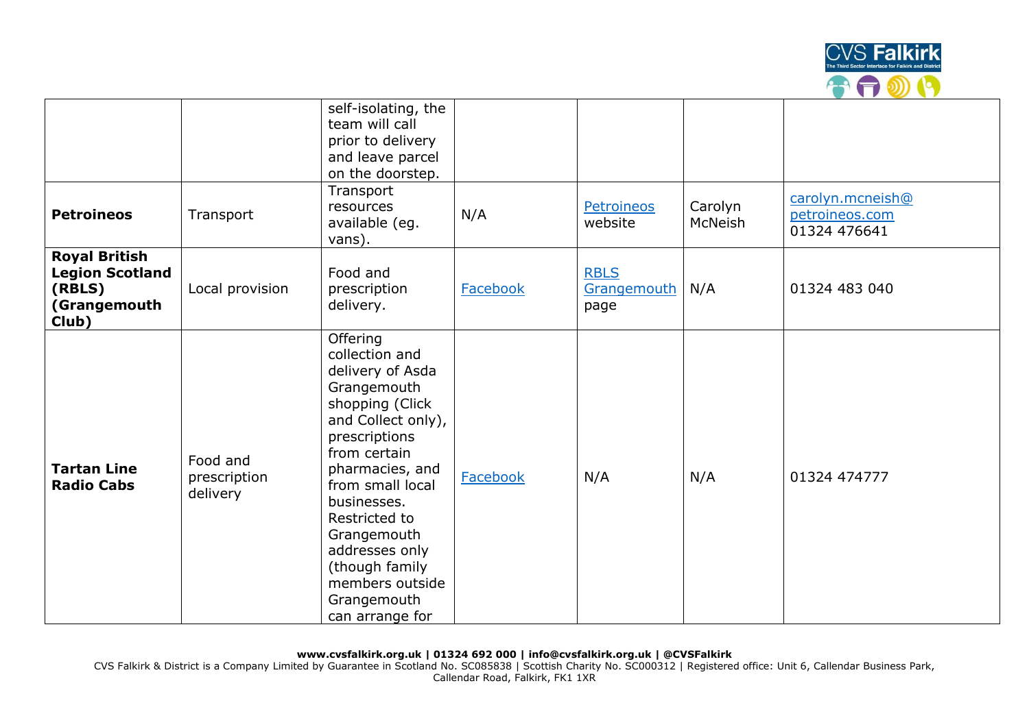| | | self-isolating, the team will call prior to delivery and leave parcel on the doorstep. | | | | |
|---|---|---|---|---|---|---|
| **Petroineos** | Transport | Transport resources available (eg. vans). | N/A | Petroineos website | Carolyn McNeish | carolyn.mcneish@petroineos.com 01324 476641 |
| **Royal British Legion Scotland (RBLS) (Grangemouth Club)** | Local provision | Food and prescription delivery. | Facebook | RBLS Grangemouth page | N/A | 01324 483 040 |
| **Tartan Line Radio Cabs** | Food and prescription delivery | Offering collection and delivery of Asda Grangemouth shopping (Click and Collect only), prescriptions from certain pharmacies, and from small local businesses. Restricted to Grangemouth addresses only (though family members outside Grangemouth can arrange for | Facebook | N/A | N/A | 01324 474777 |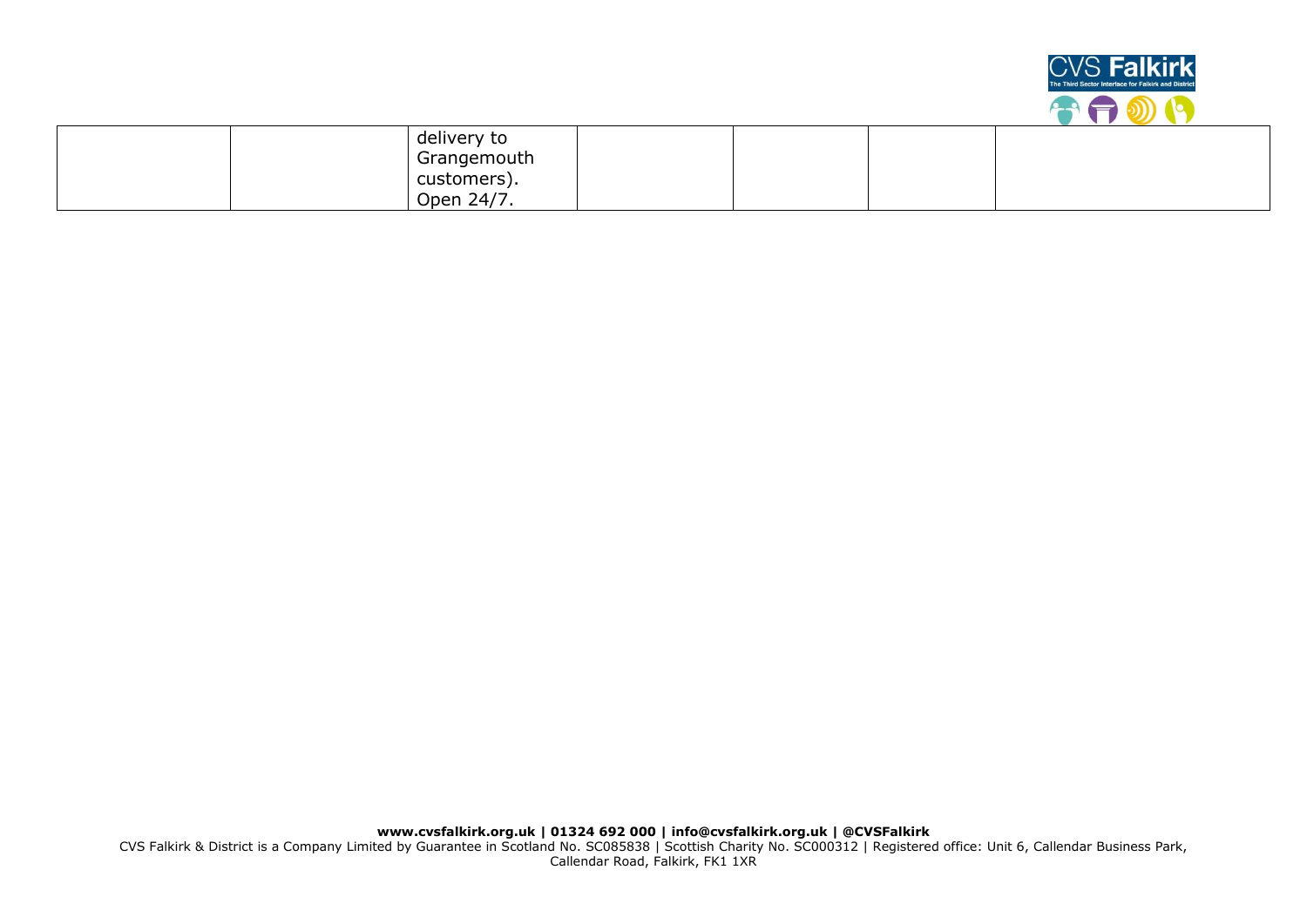| | | | | | | |
|---|---|---|---|---|---|---|
| | | delivery to Grangemouth customers). Open 24/7. | | | | |